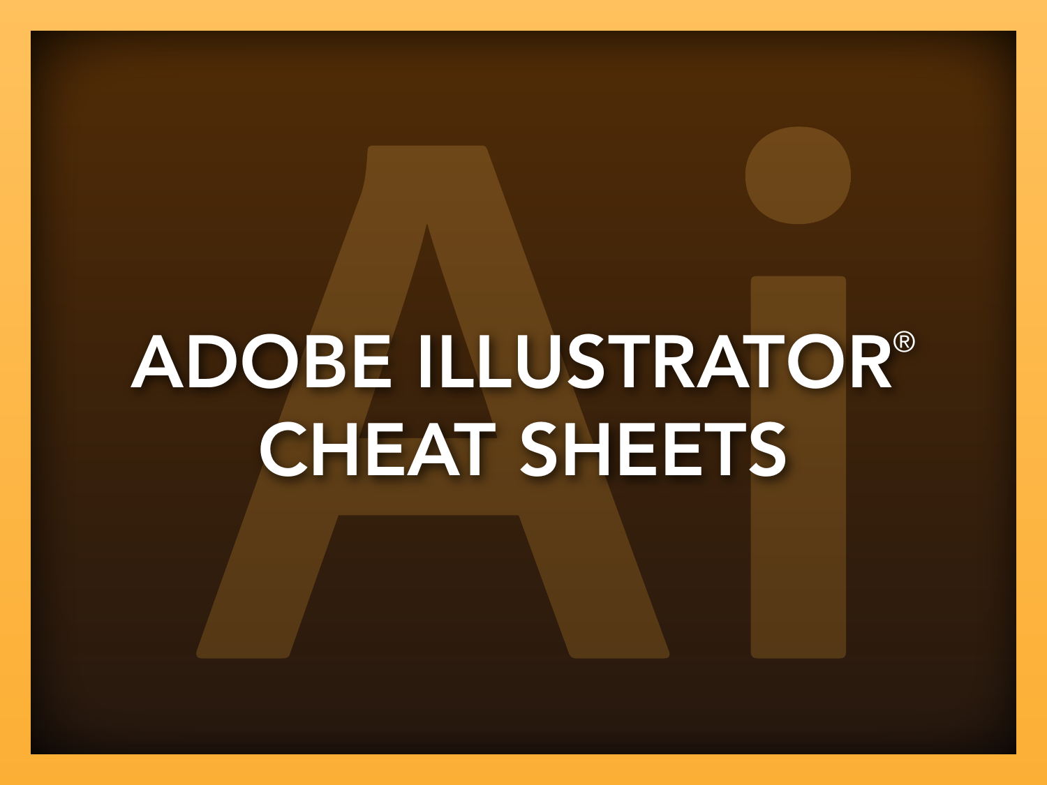# ADOBE ILLUSTRATOR® CHEAT SHEETS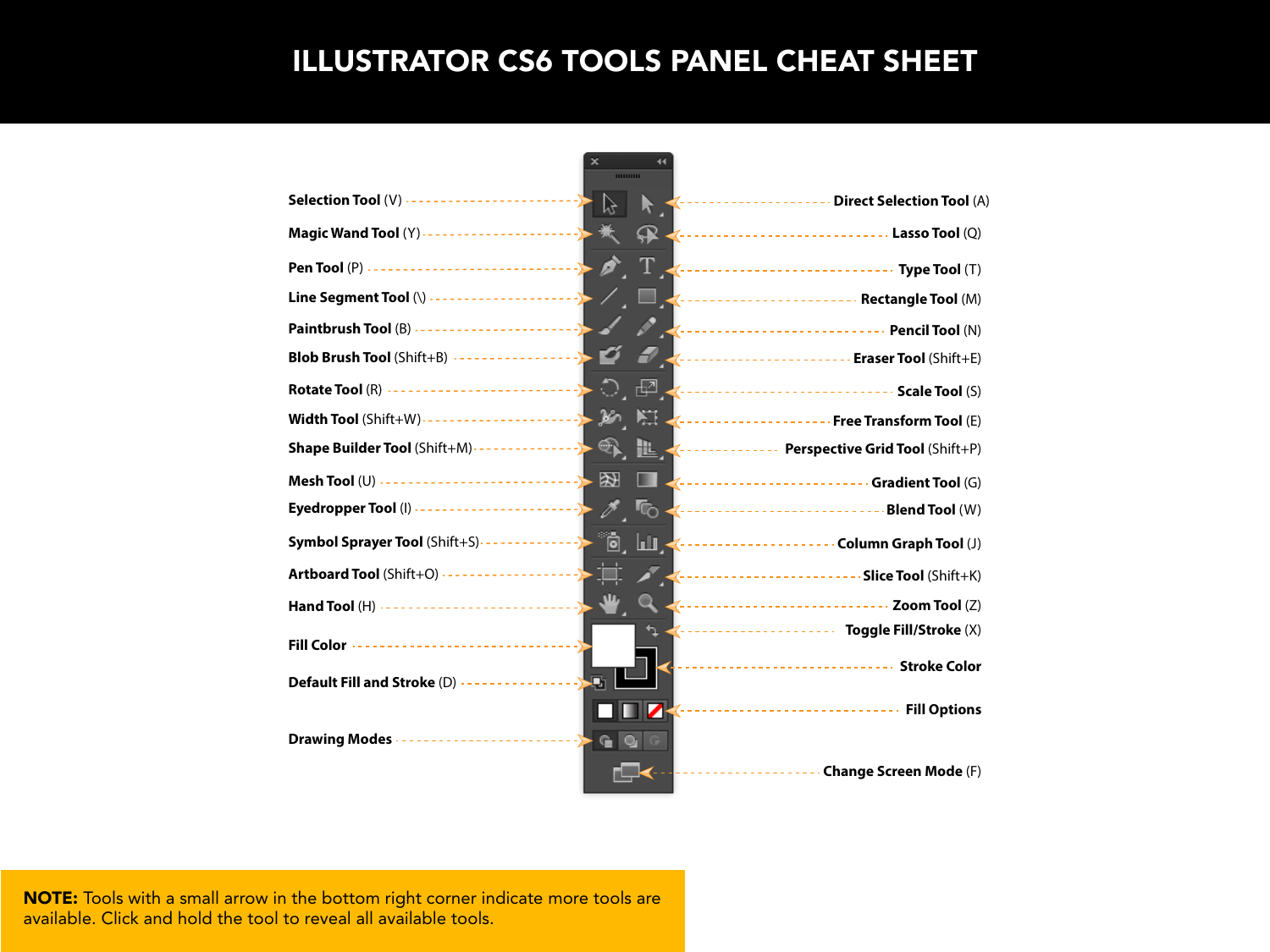# ILLUSTRATOR CS6 TOOLS PANEL CHEAT SHEET

**Selection Tool** (V)

**Magic Wand Tool** (Y)

**Pen Tool** (P)

**Line Segment Tool** (\)

**Paintbrush Tool** (B)

**Blob Brush Tool** (Shift+B)

**Rotate Tool** (R)

**Width Tool** (Shift+W)

**Shape Builder Tool** (Shift+M)

**Mesh Tool** (U)

**Eyedropper Tool** (I)

**Symbol Sprayer Tool** (Shift+S)

**Artboard Tool** (Shift+O)

**Hand Tool** (H)

**Fill Color**

**Default Fill and Stroke** (D)

**Drawing Modes**

**Direct Selection Tool** (A)

**Lasso Tool** (Q)

**Type Tool** (T)

**Rectangle Tool** (M)

**Pencil Tool** (N)

**Eraser Tool** (Shift+E)

**Scale Tool** (S)

**Free Transform Tool** (E)

**Perspective Grid Tool** (Shift+P)

**Gradient Tool** (G)

**Blend Tool** (W)

**Column Graph Tool** (J)

**Slice Tool** (Shift+K)

**Zoom Tool** (Z)

**Toggle Fill/Stroke** (X)

**Stroke Color**

**Fill Options**

**Change Screen Mode** (F)

**NOTE:** Tools with a small arrow in the bottom right corner indicate more tools are available. Click and hold the tool to reveal all available tools.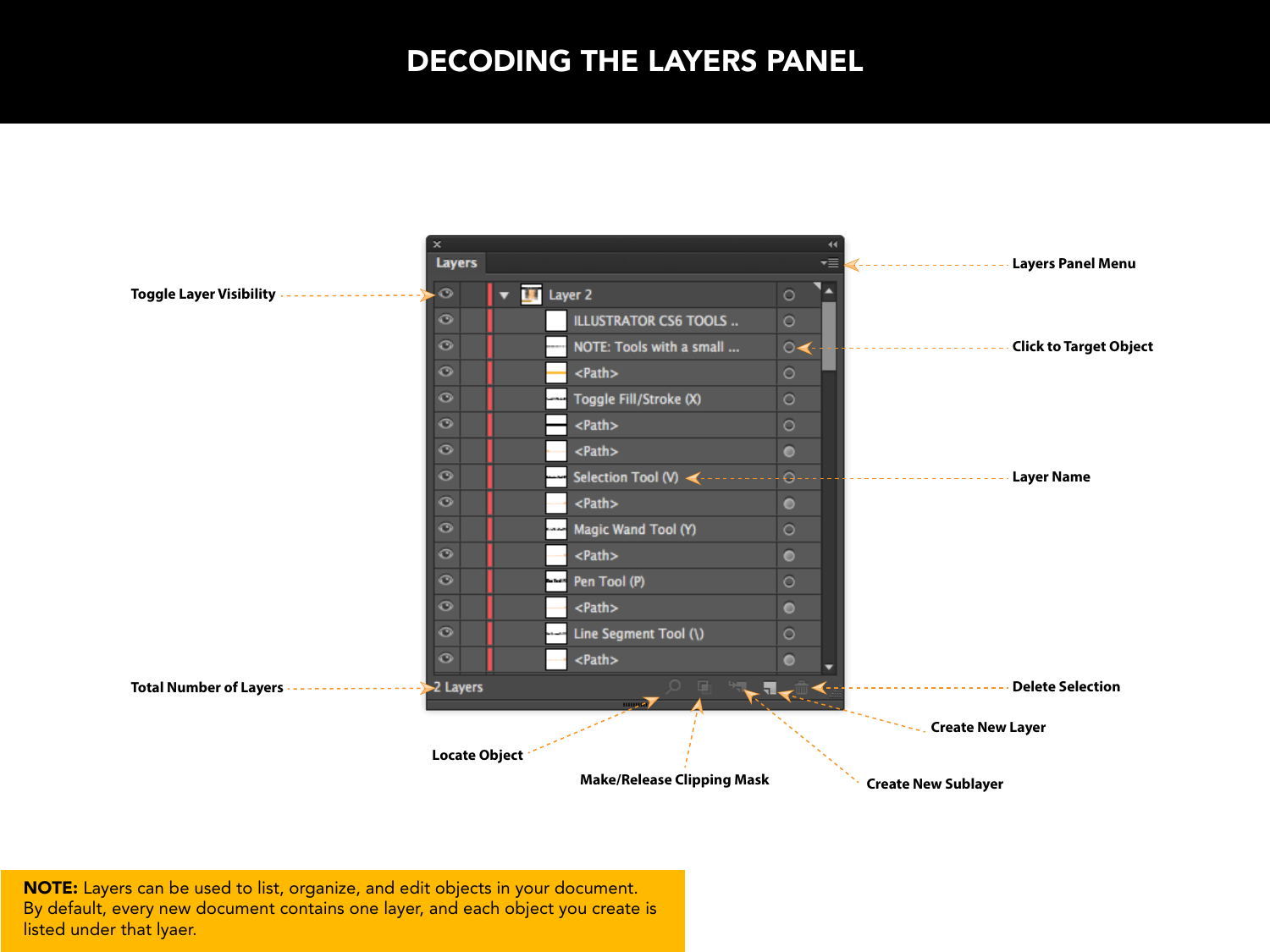# DECODING THE LAYERS PANEL

Layers Panel Menu

Toggle Layer Visibility

Click to Target Object

Layer Name

Total Number of Layers

Delete Selection

Create New Layer

Locate Object

Make/Release Clipping Mask

Create New Sublayer

Layers

Layer 2

ILLUSTRATOR CS6 TOOLS ..

NOTE: Tools with a small ...

<Path>

Toggle Fill/Stroke (X)

<Path>

<Path>

Selection Tool (V)

<Path>

Magic Wand Tool (Y)

<Path>

Pen Tool (P)

<Path>

Line Segment Tool (\)

<Path>

2 Layers

**NOTE:** Layers can be used to list, organize, and edit objects in your document. By default, every new document contains one layer, and each object you create is listed under that lyaer.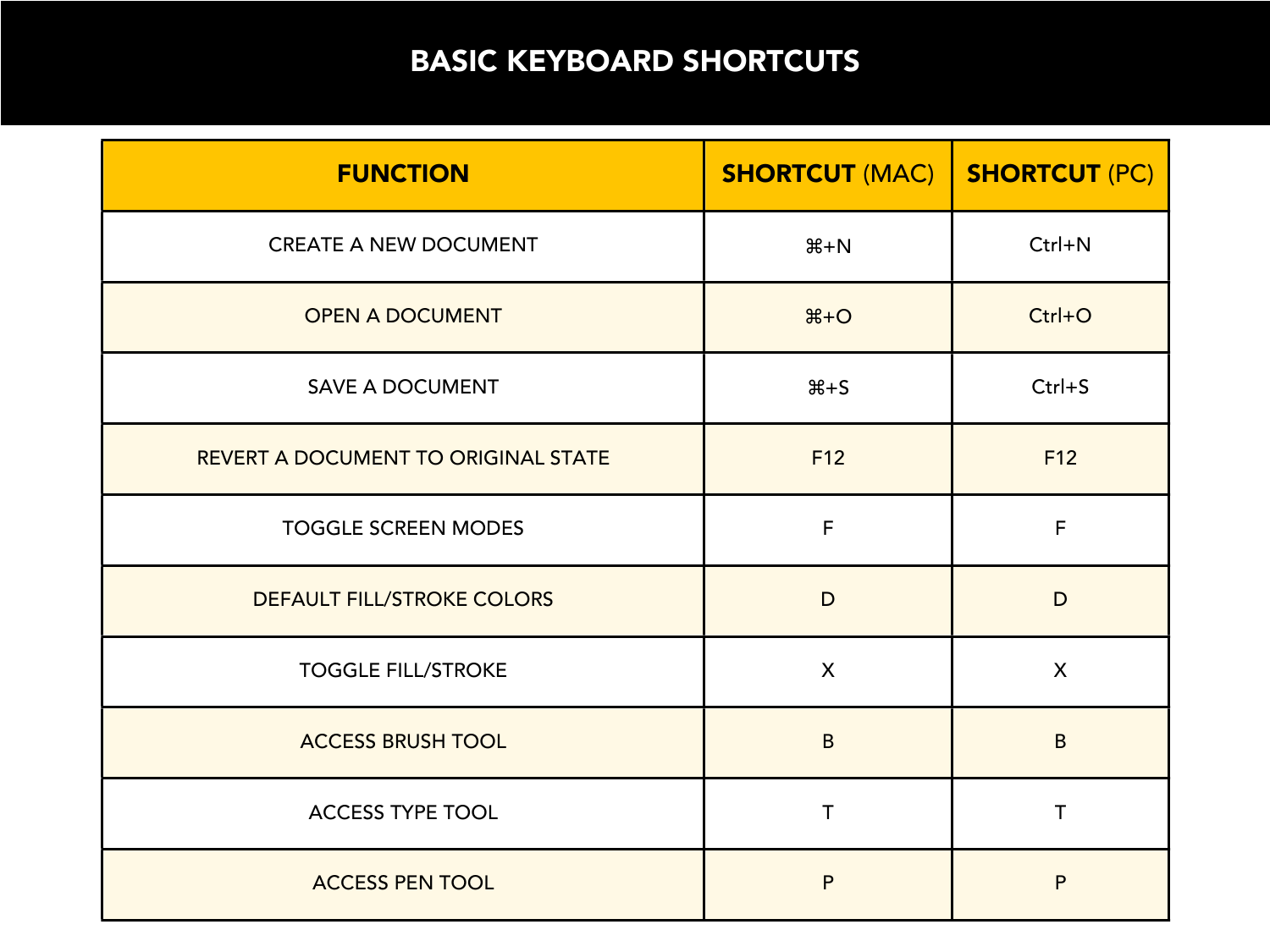# BASIC KEYBOARD SHORTCUTS

| FUNCTION | SHORTCUT (MAC) | SHORTCUT (PC) |
|---|---|---|
| CREATE A NEW DOCUMENT | ⌘+N | Ctrl+N |
| OPEN A DOCUMENT | ⌘+O | Ctrl+O |
| SAVE A DOCUMENT | ⌘+S | Ctrl+S |
| REVERT A DOCUMENT TO ORIGINAL STATE | F12 | F12 |
| TOGGLE SCREEN MODES | F | F |
| DEFAULT FILL/STROKE COLORS | D | D |
| TOGGLE FILL/STROKE | X | X |
| ACCESS BRUSH TOOL | B | B |
| ACCESS TYPE TOOL | T | T |
| ACCESS PEN TOOL | P | P |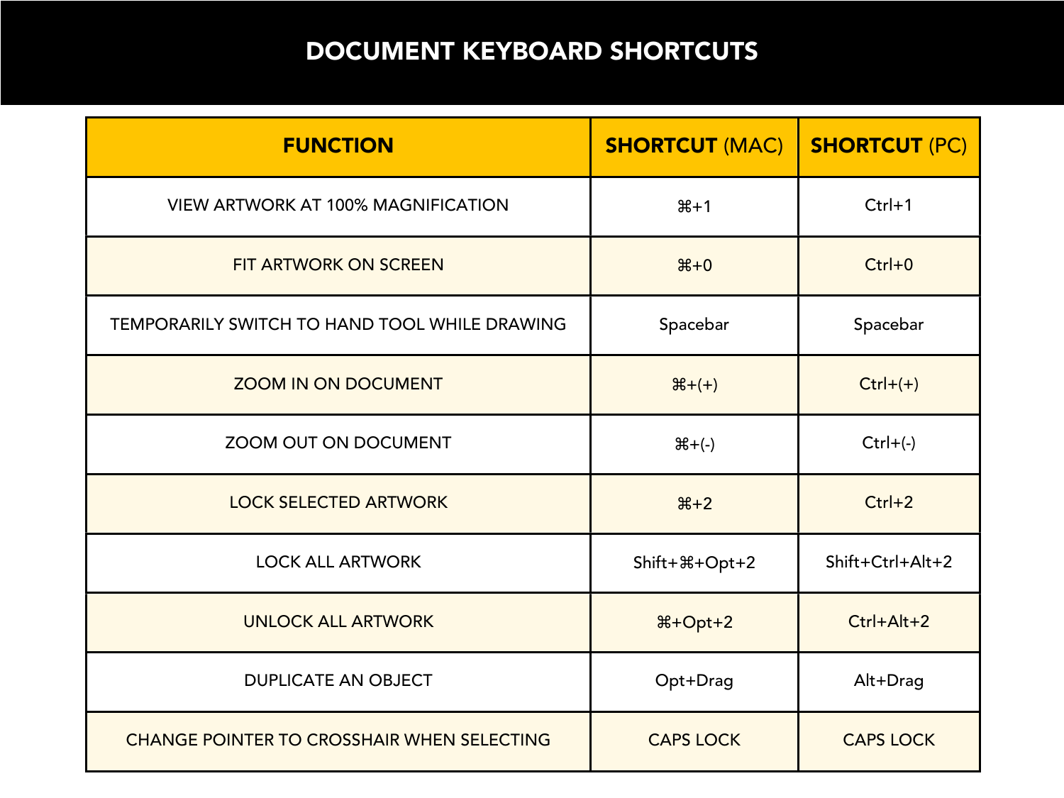# DOCUMENT KEYBOARD SHORTCUTS

| **FUNCTION** | **SHORTCUT** (MAC) | **SHORTCUT** (PC) |
|---|---|---|
| VIEW ARTWORK AT 100% MAGNIFICATION | ⌘+1 | Ctrl+1 |
| FIT ARTWORK ON SCREEN | ⌘+0 | Ctrl+0 |
| TEMPORARILY SWITCH TO HAND TOOL WHILE DRAWING | Spacebar | Spacebar |
| ZOOM IN ON DOCUMENT | ⌘+(+) | Ctrl+(+) |
| ZOOM OUT ON DOCUMENT | ⌘+(-) | Ctrl+(-) |
| LOCK SELECTED ARTWORK | ⌘+2 | Ctrl+2 |
| LOCK ALL ARTWORK | Shift+⌘+Opt+2 | Shift+Ctrl+Alt+2 |
| UNLOCK ALL ARTWORK | ⌘+Opt+2 | Ctrl+Alt+2 |
| DUPLICATE AN OBJECT | Opt+Drag | Alt+Drag |
| CHANGE POINTER TO CROSSHAIR WHEN SELECTING | CAPS LOCK | CAPS LOCK |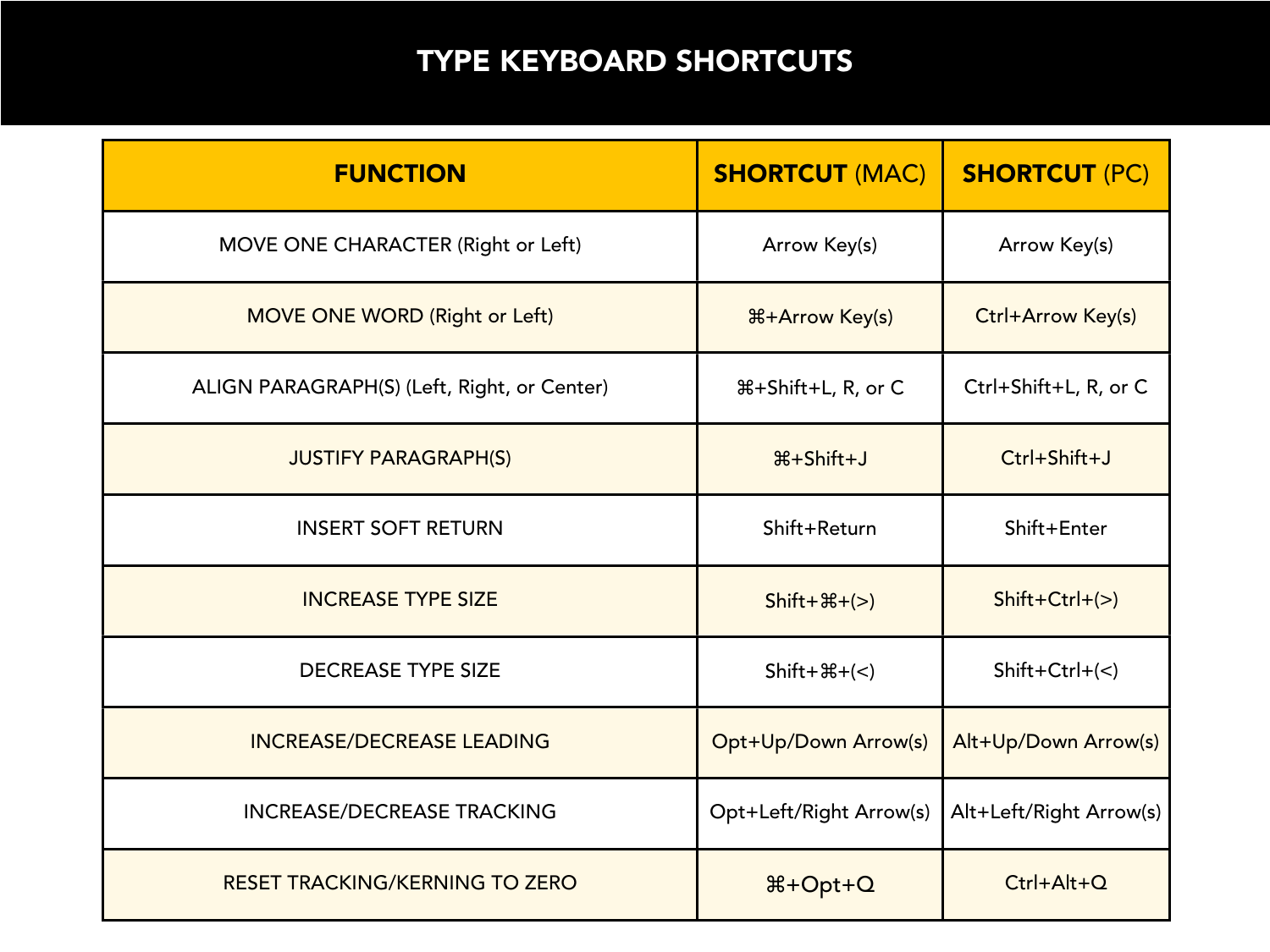# TYPE KEYBOARD SHORTCUTS

| FUNCTION | SHORTCUT (MAC) | SHORTCUT (PC) |
| --- | --- | --- |
| MOVE ONE CHARACTER (Right or Left) | Arrow Key(s) | Arrow Key(s) |
| MOVE ONE WORD (Right or Left) | ⌘+Arrow Key(s) | Ctrl+Arrow Key(s) |
| ALIGN PARAGRAPH(S) (Left, Right, or Center) | ⌘+Shift+L, R, or C | Ctrl+Shift+L, R, or C |
| JUSTIFY PARAGRAPH(S) | ⌘+Shift+J | Ctrl+Shift+J |
| INSERT SOFT RETURN | Shift+Return | Shift+Enter |
| INCREASE TYPE SIZE | Shift+⌘+(>) | Shift+Ctrl+(>) |
| DECREASE TYPE SIZE | Shift+⌘+(<) | Shift+Ctrl+(<) |
| INCREASE/DECREASE LEADING | Opt+Up/Down Arrow(s) | Alt+Up/Down Arrow(s) |
| INCREASE/DECREASE TRACKING | Opt+Left/Right Arrow(s) | Alt+Left/Right Arrow(s) |
| RESET TRACKING/KERNING TO ZERO | ⌘+Opt+Q | Ctrl+Alt+Q |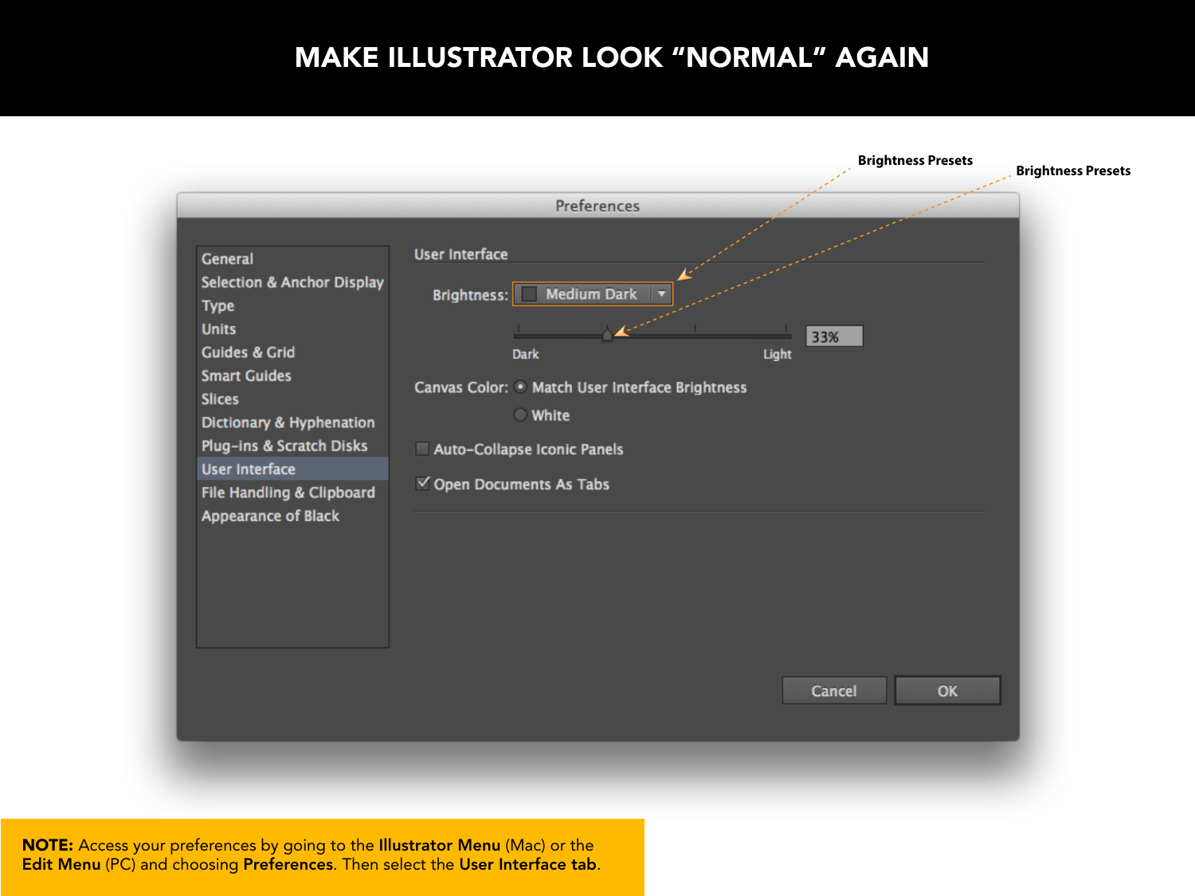# MAKE ILLUSTRATOR LOOK "NORMAL" AGAIN

Brightness Presets

Brightness Presets

Preferences

General
Selection & Anchor Display
Type
Units
Guides & Grid
Smart Guides
Slices
Dictionary & Hyphenation
Plug-ins & Scratch Disks
User Interface
File Handling & Clipboard
Appearance of Black

User Interface

Brightness: Medium Dark

Dark Light 33%

Canvas Color: Match User Interface Brightness

White

Auto-Collapse Iconic Panels

Open Documents As Tabs

Cancel OK

**NOTE:** Access your preferences by going to the **Illustrator Menu** (Mac) or the **Edit Menu** (PC) and choosing **Preferences**. Then select the **User Interface tab**.